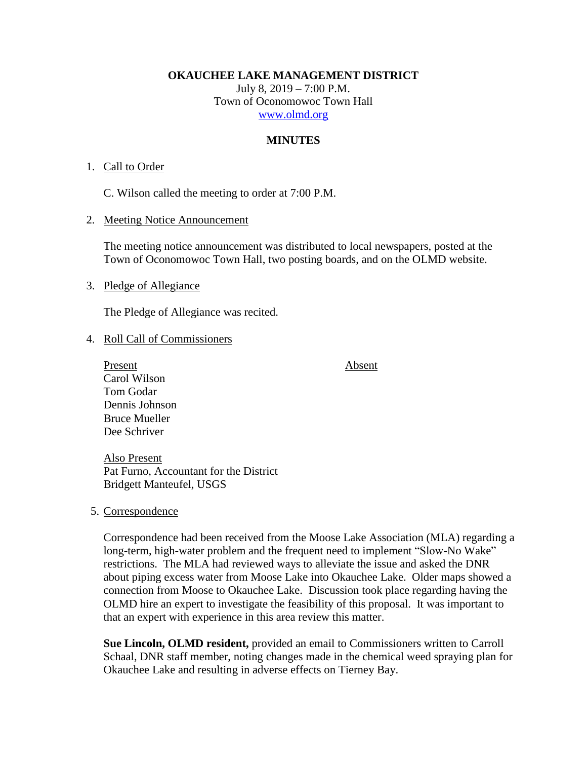**OKAUCHEE LAKE MANAGEMENT DISTRICT**

July 8, 2019 – 7:00 P.M.
Town of Oconomowoc Town Hall
www.olmd.org

**MINUTES**

1. Call to Order

   C. Wilson called the meeting to order at 7:00 P.M.

2. Meeting Notice Announcement

   The meeting notice announcement was distributed to local newspapers, posted at the Town of Oconomowoc Town Hall, two posting boards, and on the OLMD website.

3. Pledge of Allegiance

   The Pledge of Allegiance was recited.

4. Roll Call of Commissioners

| Present | Absent |
|---|---|
| Carol Wilson | |
| Tom Godar | |
| Dennis Johnson | |
| Bruce Mueller | |
| Dee Schriver | |

   Also Present
   Pat Furno, Accountant for the District
   Bridgett Manteufel, USGS

5. Correspondence

   Correspondence had been received from the Moose Lake Association (MLA) regarding a long-term, high-water problem and the frequent need to implement "Slow-No Wake" restrictions. The MLA had reviewed ways to alleviate the issue and asked the DNR about piping excess water from Moose Lake into Okauchee Lake. Older maps showed a connection from Moose to Okauchee Lake. Discussion took place regarding having the OLMD hire an expert to investigate the feasibility of this proposal. It was important to that an expert with experience in this area review this matter.

   **Sue Lincoln, OLMD resident,** provided an email to Commissioners written to Carroll Schaal, DNR staff member, noting changes made in the chemical weed spraying plan for Okauchee Lake and resulting in adverse effects on Tierney Bay.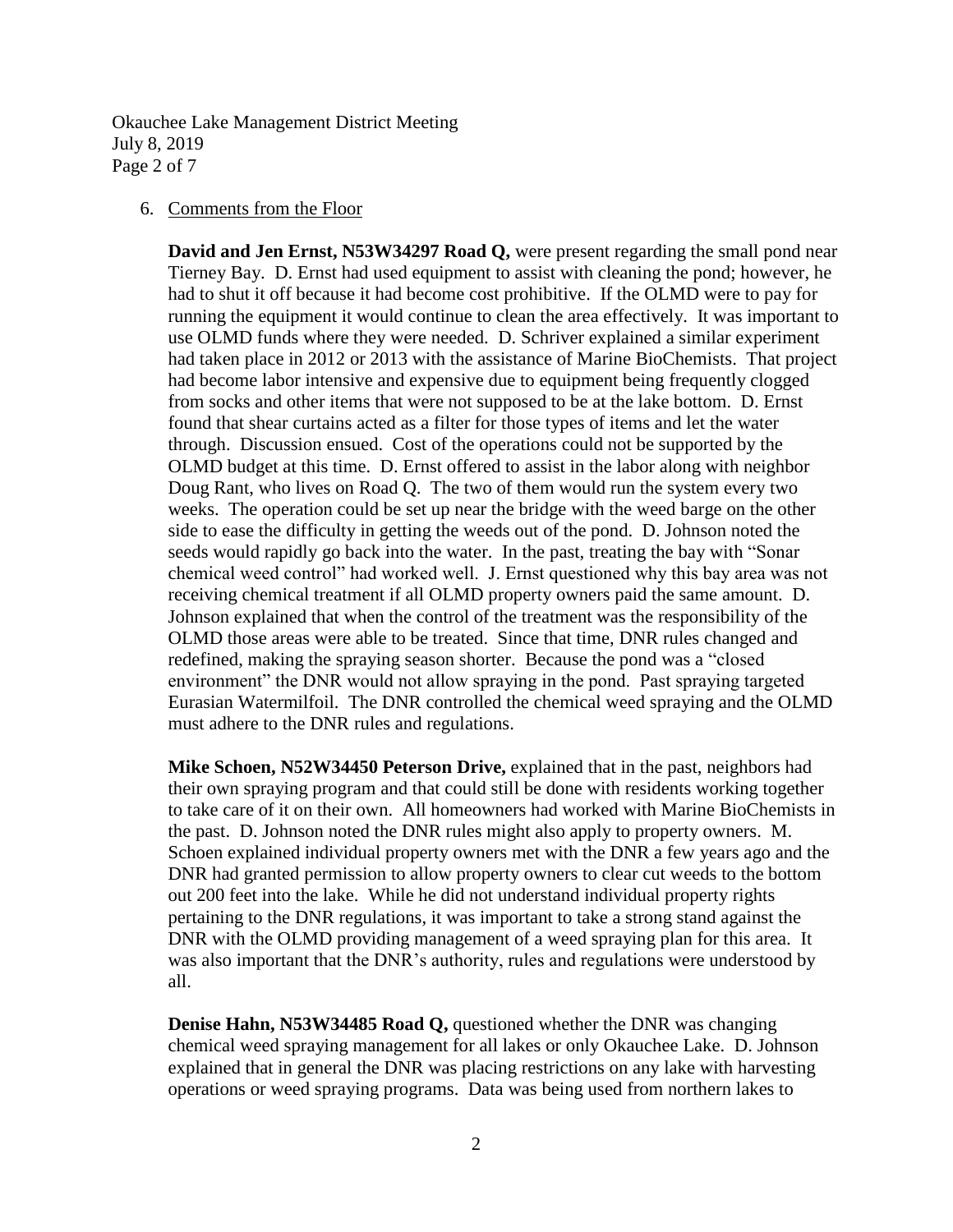6. Comments from the Floor

**David and Jen Ernst, N53W34297 Road Q,** were present regarding the small pond near Tierney Bay. D. Ernst had used equipment to assist with cleaning the pond; however, he had to shut it off because it had become cost prohibitive. If the OLMD were to pay for running the equipment it would continue to clean the area effectively. It was important to use OLMD funds where they were needed. D. Schriver explained a similar experiment had taken place in 2012 or 2013 with the assistance of Marine BioChemists. That project had become labor intensive and expensive due to equipment being frequently clogged from socks and other items that were not supposed to be at the lake bottom. D. Ernst found that shear curtains acted as a filter for those types of items and let the water through. Discussion ensued. Cost of the operations could not be supported by the OLMD budget at this time. D. Ernst offered to assist in the labor along with neighbor Doug Rant, who lives on Road Q. The two of them would run the system every two weeks. The operation could be set up near the bridge with the weed barge on the other side to ease the difficulty in getting the weeds out of the pond. D. Johnson noted the seeds would rapidly go back into the water. In the past, treating the bay with "Sonar chemical weed control" had worked well. J. Ernst questioned why this bay area was not receiving chemical treatment if all OLMD property owners paid the same amount. D. Johnson explained that when the control of the treatment was the responsibility of the OLMD those areas were able to be treated. Since that time, DNR rules changed and redefined, making the spraying season shorter. Because the pond was a "closed environment" the DNR would not allow spraying in the pond. Past spraying targeted Eurasian Watermilfoil. The DNR controlled the chemical weed spraying and the OLMD must adhere to the DNR rules and regulations.

**Mike Schoen, N52W34450 Peterson Drive,** explained that in the past, neighbors had their own spraying program and that could still be done with residents working together to take care of it on their own. All homeowners had worked with Marine BioChemists in the past. D. Johnson noted the DNR rules might also apply to property owners. M. Schoen explained individual property owners met with the DNR a few years ago and the DNR had granted permission to allow property owners to clear cut weeds to the bottom out 200 feet into the lake. While he did not understand individual property rights pertaining to the DNR regulations, it was important to take a strong stand against the DNR with the OLMD providing management of a weed spraying plan for this area. It was also important that the DNR's authority, rules and regulations were understood by all.

**Denise Hahn, N53W34485 Road Q,** questioned whether the DNR was changing chemical weed spraying management for all lakes or only Okauchee Lake. D. Johnson explained that in general the DNR was placing restrictions on any lake with harvesting operations or weed spraying programs. Data was being used from northern lakes to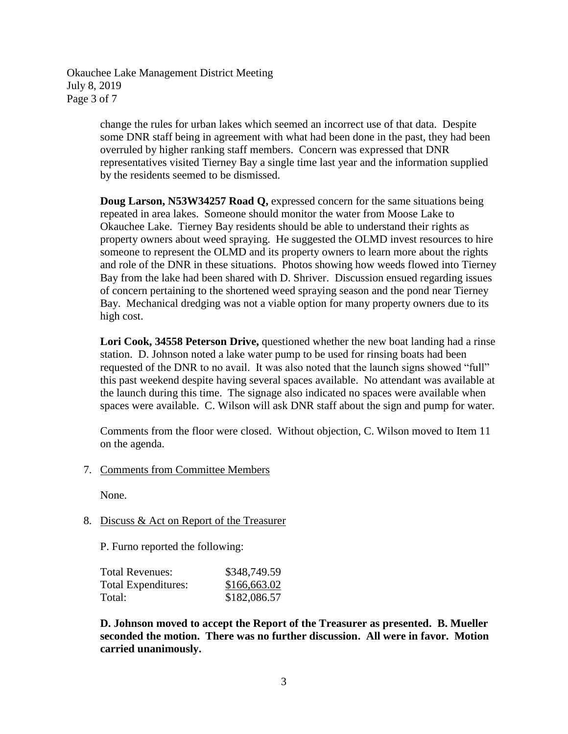change the rules for urban lakes which seemed an incorrect use of that data. Despite some DNR staff being in agreement with what had been done in the past, they had been overruled by higher ranking staff members. Concern was expressed that DNR representatives visited Tierney Bay a single time last year and the information supplied by the residents seemed to be dismissed.

**Doug Larson, N53W34257 Road Q,** expressed concern for the same situations being repeated in area lakes. Someone should monitor the water from Moose Lake to Okauchee Lake. Tierney Bay residents should be able to understand their rights as property owners about weed spraying. He suggested the OLMD invest resources to hire someone to represent the OLMD and its property owners to learn more about the rights and role of the DNR in these situations. Photos showing how weeds flowed into Tierney Bay from the lake had been shared with D. Shriver. Discussion ensued regarding issues of concern pertaining to the shortened weed spraying season and the pond near Tierney Bay. Mechanical dredging was not a viable option for many property owners due to its high cost.

**Lori Cook, 34558 Peterson Drive,** questioned whether the new boat landing had a rinse station. D. Johnson noted a lake water pump to be used for rinsing boats had been requested of the DNR to no avail. It was also noted that the launch signs showed "full" this past weekend despite having several spaces available. No attendant was available at the launch during this time. The signage also indicated no spaces were available when spaces were available. C. Wilson will ask DNR staff about the sign and pump for water.

Comments from the floor were closed. Without objection, C. Wilson moved to Item 11 on the agenda.

7. Comments from Committee Members

   None.

8. Discuss & Act on Report of the Treasurer

   P. Furno reported the following:

| | |
|---|---|
| Total Revenues: | \$348,749.59 |
| Total Expenditures: | \$166,663.02 |
| Total: | \$182,086.57 |

   **D. Johnson moved to accept the Report of the Treasurer as presented. B. Mueller seconded the motion. There was no further discussion. All were in favor. Motion carried unanimously.**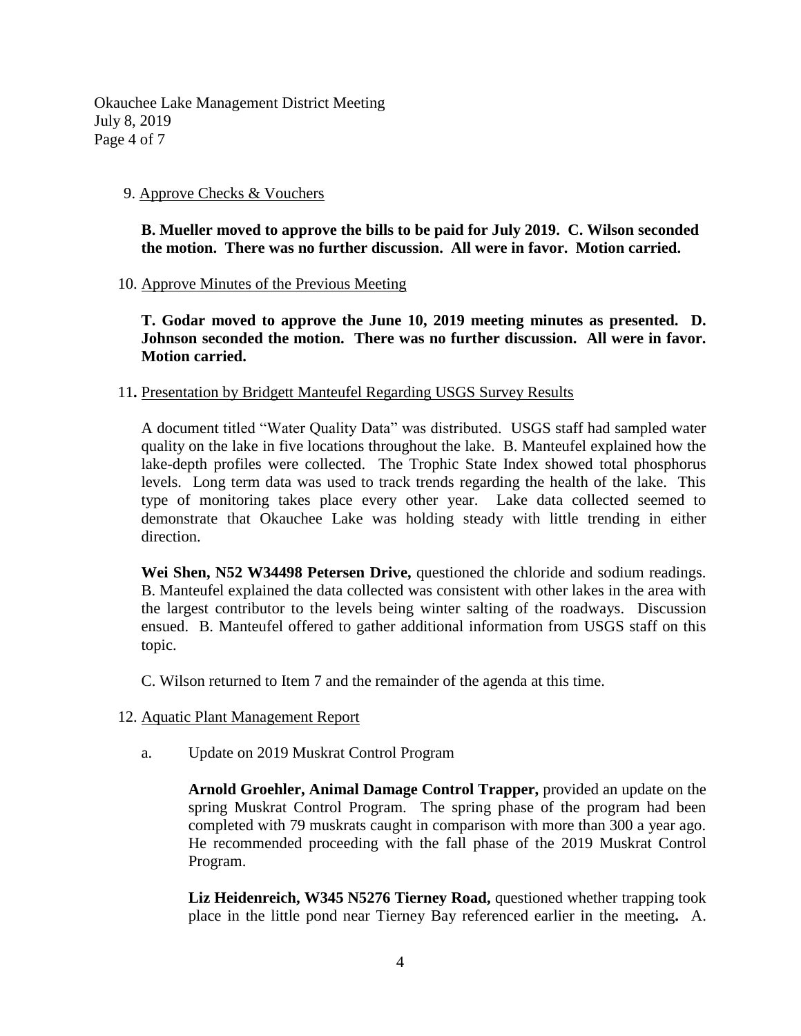9. <u>Approve Checks & Vouchers</u>

**B. Mueller moved to approve the bills to be paid for July 2019. C. Wilson seconded the motion. There was no further discussion. All were in favor. Motion carried.**

10. <u>Approve Minutes of the Previous Meeting</u>

**T. Godar moved to approve the June 10, 2019 meeting minutes as presented. D. Johnson seconded the motion. There was no further discussion. All were in favor. Motion carried.**

11. <u>Presentation by Bridgett Manteufel Regarding USGS Survey Results</u>

A document titled "Water Quality Data" was distributed. USGS staff had sampled water quality on the lake in five locations throughout the lake. B. Manteufel explained how the lake-depth profiles were collected. The Trophic State Index showed total phosphorus levels. Long term data was used to track trends regarding the health of the lake. This type of monitoring takes place every other year. Lake data collected seemed to demonstrate that Okauchee Lake was holding steady with little trending in either direction.

**Wei Shen, N52 W34498 Petersen Drive,** questioned the chloride and sodium readings. B. Manteufel explained the data collected was consistent with other lakes in the area with the largest contributor to the levels being winter salting of the roadways. Discussion ensued. B. Manteufel offered to gather additional information from USGS staff on this topic.

C. Wilson returned to Item 7 and the remainder of the agenda at this time.

12. <u>Aquatic Plant Management Report</u>

a. Update on 2019 Muskrat Control Program

**Arnold Groehler, Animal Damage Control Trapper,** provided an update on the spring Muskrat Control Program. The spring phase of the program had been completed with 79 muskrats caught in comparison with more than 300 a year ago. He recommended proceeding with the fall phase of the 2019 Muskrat Control Program.

**Liz Heidenreich, W345 N5276 Tierney Road,** questioned whether trapping took place in the little pond near Tierney Bay referenced earlier in the meeting**.** A.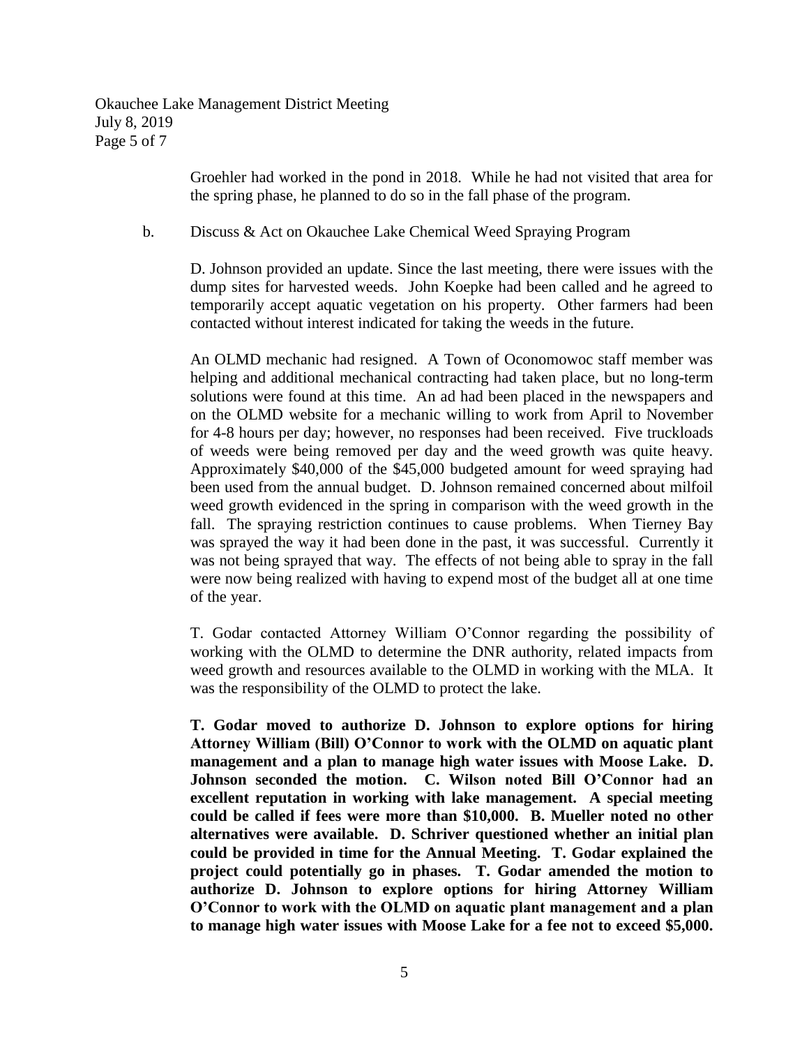Groehler had worked in the pond in 2018. While he had not visited that area for the spring phase, he planned to do so in the fall phase of the program.

b. Discuss & Act on Okauchee Lake Chemical Weed Spraying Program

D. Johnson provided an update. Since the last meeting, there were issues with the dump sites for harvested weeds. John Koepke had been called and he agreed to temporarily accept aquatic vegetation on his property. Other farmers had been contacted without interest indicated for taking the weeds in the future.

An OLMD mechanic had resigned. A Town of Oconomowoc staff member was helping and additional mechanical contracting had taken place, but no long-term solutions were found at this time. An ad had been placed in the newspapers and on the OLMD website for a mechanic willing to work from April to November for 4-8 hours per day; however, no responses had been received. Five truckloads of weeds were being removed per day and the weed growth was quite heavy. Approximately $40,000 of the $45,000 budgeted amount for weed spraying had been used from the annual budget. D. Johnson remained concerned about milfoil weed growth evidenced in the spring in comparison with the weed growth in the fall. The spraying restriction continues to cause problems. When Tierney Bay was sprayed the way it had been done in the past, it was successful. Currently it was not being sprayed that way. The effects of not being able to spray in the fall were now being realized with having to expend most of the budget all at one time of the year.

T. Godar contacted Attorney William O'Connor regarding the possibility of working with the OLMD to determine the DNR authority, related impacts from weed growth and resources available to the OLMD in working with the MLA. It was the responsibility of the OLMD to protect the lake.

**T. Godar moved to authorize D. Johnson to explore options for hiring Attorney William (Bill) O'Connor to work with the OLMD on aquatic plant management and a plan to manage high water issues with Moose Lake. D. Johnson seconded the motion. C. Wilson noted Bill O'Connor had an excellent reputation in working with lake management. A special meeting could be called if fees were more than $10,000. B. Mueller noted no other alternatives were available. D. Schriver questioned whether an initial plan could be provided in time for the Annual Meeting. T. Godar explained the project could potentially go in phases. T. Godar amended the motion to authorize D. Johnson to explore options for hiring Attorney William O'Connor to work with the OLMD on aquatic plant management and a plan to manage high water issues with Moose Lake for a fee not to exceed $5,000.**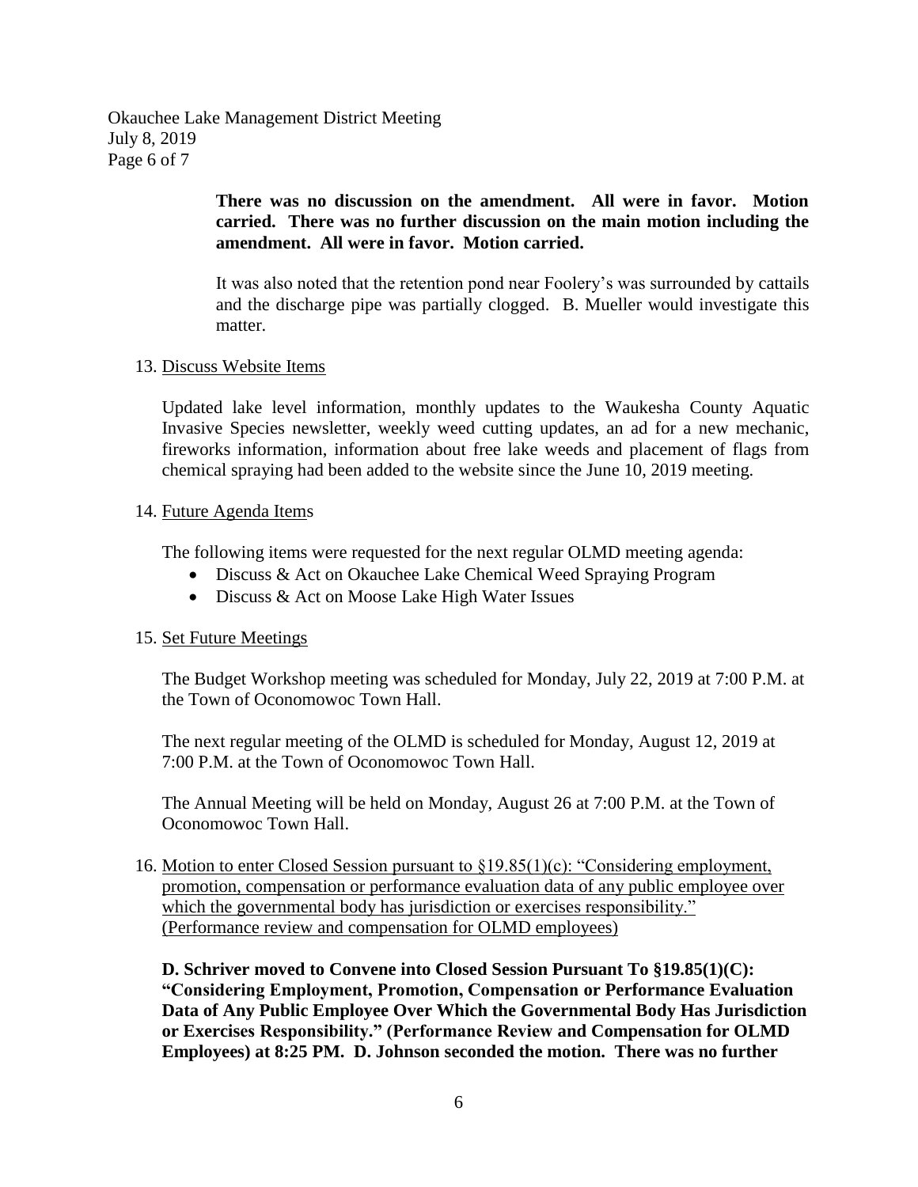**There was no discussion on the amendment. All were in favor. Motion carried. There was no further discussion on the main motion including the amendment. All were in favor. Motion carried.**

It was also noted that the retention pond near Foolery's was surrounded by cattails and the discharge pipe was partially clogged. B. Mueller would investigate this matter.

13. Discuss Website Items

Updated lake level information, monthly updates to the Waukesha County Aquatic Invasive Species newsletter, weekly weed cutting updates, an ad for a new mechanic, fireworks information, information about free lake weeds and placement of flags from chemical spraying had been added to the website since the June 10, 2019 meeting.

14. Future Agenda Items

The following items were requested for the next regular OLMD meeting agenda:

- Discuss & Act on Okauchee Lake Chemical Weed Spraying Program
- Discuss & Act on Moose Lake High Water Issues

15. Set Future Meetings

The Budget Workshop meeting was scheduled for Monday, July 22, 2019 at 7:00 P.M. at the Town of Oconomowoc Town Hall.

The next regular meeting of the OLMD is scheduled for Monday, August 12, 2019 at 7:00 P.M. at the Town of Oconomowoc Town Hall.

The Annual Meeting will be held on Monday, August 26 at 7:00 P.M. at the Town of Oconomowoc Town Hall.

16. Motion to enter Closed Session pursuant to §19.85(1)(c): "Considering employment, promotion, compensation or performance evaluation data of any public employee over which the governmental body has jurisdiction or exercises responsibility." (Performance review and compensation for OLMD employees)

**D. Schriver moved to Convene into Closed Session Pursuant To §19.85(1)(C): "Considering Employment, Promotion, Compensation or Performance Evaluation Data of Any Public Employee Over Which the Governmental Body Has Jurisdiction or Exercises Responsibility." (Performance Review and Compensation for OLMD Employees) at 8:25 PM. D. Johnson seconded the motion. There was no further**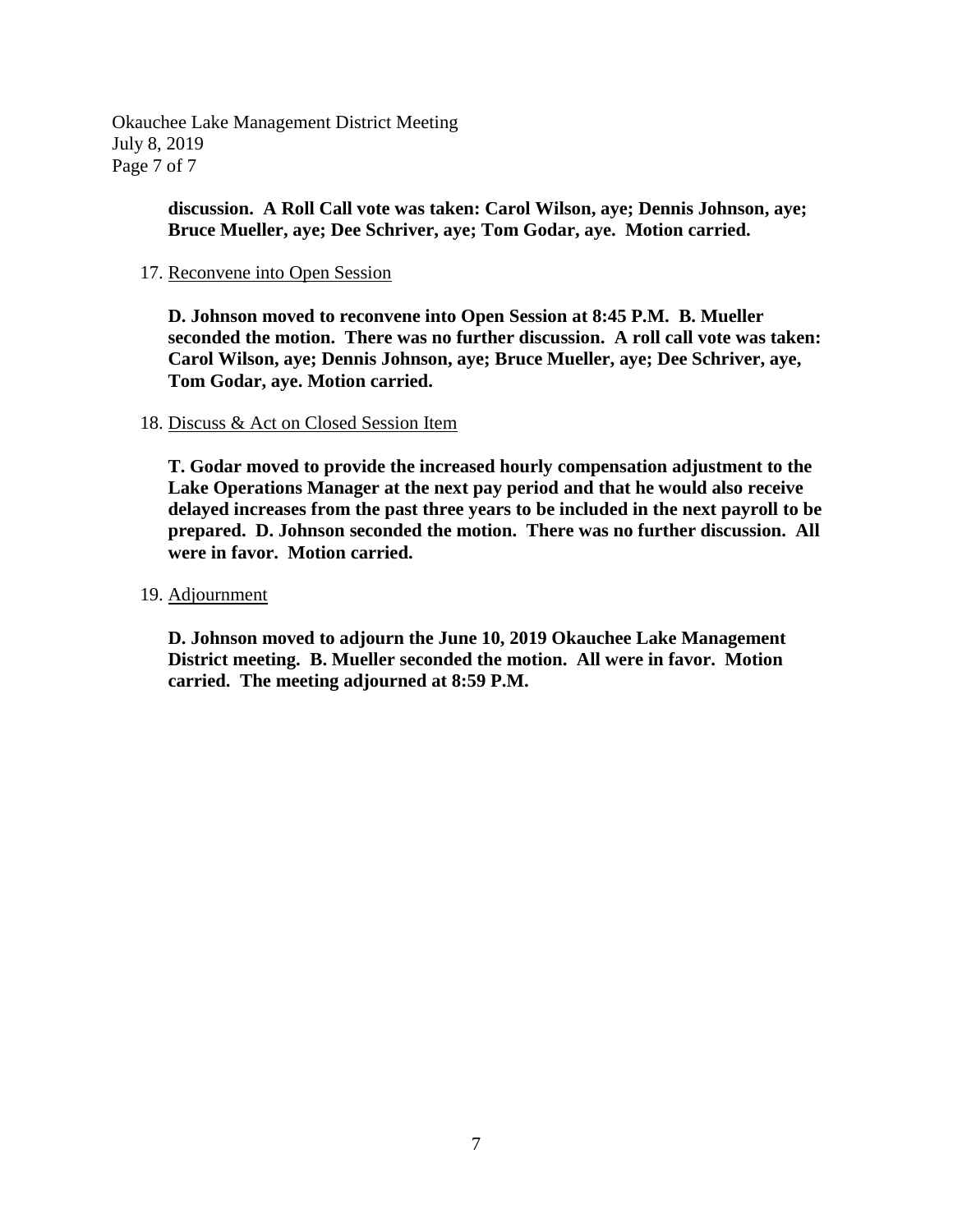**discussion. A Roll Call vote was taken: Carol Wilson, aye; Dennis Johnson, aye; Bruce Mueller, aye; Dee Schriver, aye; Tom Godar, aye. Motion carried.**

17. Reconvene into Open Session

**D. Johnson moved to reconvene into Open Session at 8:45 P.M. B. Mueller seconded the motion. There was no further discussion. A roll call vote was taken: Carol Wilson, aye; Dennis Johnson, aye; Bruce Mueller, aye; Dee Schriver, aye, Tom Godar, aye. Motion carried.**

18. Discuss & Act on Closed Session Item

**T. Godar moved to provide the increased hourly compensation adjustment to the Lake Operations Manager at the next pay period and that he would also receive delayed increases from the past three years to be included in the next payroll to be prepared. D. Johnson seconded the motion. There was no further discussion. All were in favor. Motion carried.**

19. Adjournment

**D. Johnson moved to adjourn the June 10, 2019 Okauchee Lake Management District meeting. B. Mueller seconded the motion. All were in favor. Motion carried. The meeting adjourned at 8:59 P.M.**